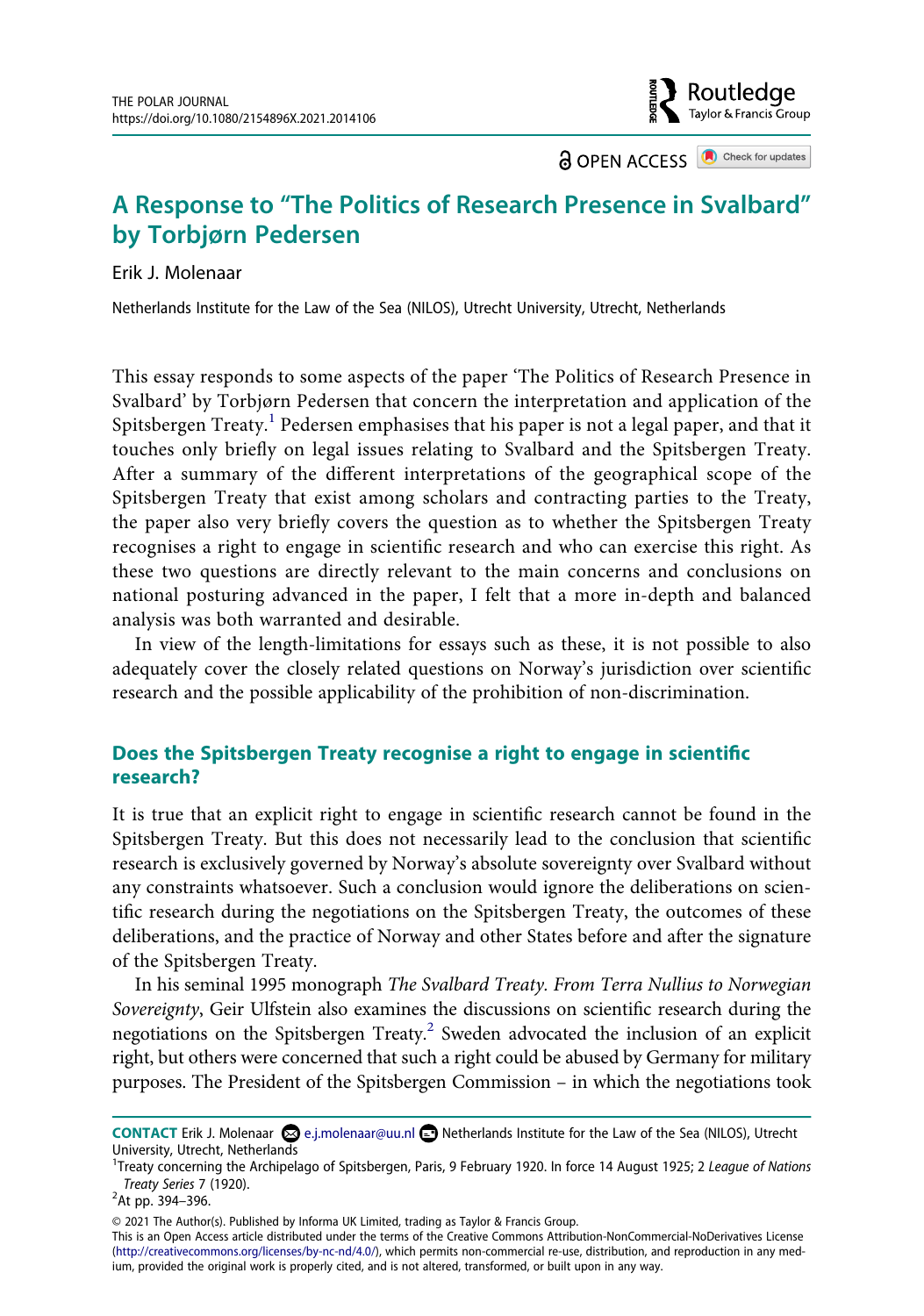# A Response to "The Politics of Research Presence in Svalbard" by Torbjørn Pedersen

Erik J. Molenaar

Netherlands Institute for the Law of the Sea (NILOS), Utrecht University, Utrecht, Netherlands

This essay responds to some aspects of the paper 'The Politics of Research Presence in Svalbard' by Torbjørn Pedersen that concern the interpretation and application of the Spitsbergen Treaty.[1] Pedersen emphasises that his paper is not a legal paper, and that it touches only briefly on legal issues relating to Svalbard and the Spitsbergen Treaty. After a summary of the different interpretations of the geographical scope of the Spitsbergen Treaty that exist among scholars and contracting parties to the Treaty, the paper also very briefly covers the question as to whether the Spitsbergen Treaty recognises a right to engage in scientific research and who can exercise this right. As these two questions are directly relevant to the main concerns and conclusions on national posturing advanced in the paper, I felt that a more in-depth and balanced analysis was both warranted and desirable.

In view of the length-limitations for essays such as these, it is not possible to also adequately cover the closely related questions on Norway's jurisdiction over scientific research and the possible applicability of the prohibition of non-discrimination.

## Does the Spitsbergen Treaty recognise a right to engage in scientific research?

It is true that an explicit right to engage in scientific research cannot be found in the Spitsbergen Treaty. But this does not necessarily lead to the conclusion that scientific research is exclusively governed by Norway's absolute sovereignty over Svalbard without any constraints whatsoever. Such a conclusion would ignore the deliberations on scientific research during the negotiations on the Spitsbergen Treaty, the outcomes of these deliberations, and the practice of Norway and other States before and after the signature of the Spitsbergen Treaty.

In his seminal 1995 monograph *The Svalbard Treaty. From Terra Nullius to Norwegian Sovereignty*, Geir Ulfstein also examines the discussions on scientific research during the negotiations on the Spitsbergen Treaty.[2] Sweden advocated the inclusion of an explicit right, but others were concerned that such a right could be abused by Germany for military purposes. The President of the Spitsbergen Commission – in which the negotiations took

**CONTACT** Erik J. Molenaar e.j.molenaar@uu.nl Netherlands Institute for the Law of the Sea (NILOS), Utrecht University, Utrecht, Netherlands

[1]Treaty concerning the Archipelago of Spitsbergen, Paris, 9 February 1920. In force 14 August 1925; 2 *League of Nations Treaty Series* 7 (1920).

[2]At pp. 394–396.

© 2021 The Author(s). Published by Informa UK Limited, trading as Taylor & Francis Group.
This is an Open Access article distributed under the terms of the Creative Commons Attribution-NonCommercial-NoDerivatives License (http://creativecommons.org/licenses/by-nc-nd/4.0/), which permits non-commercial re-use, distribution, and reproduction in any medium, provided the original work is properly cited, and is not altered, transformed, or built upon in any way.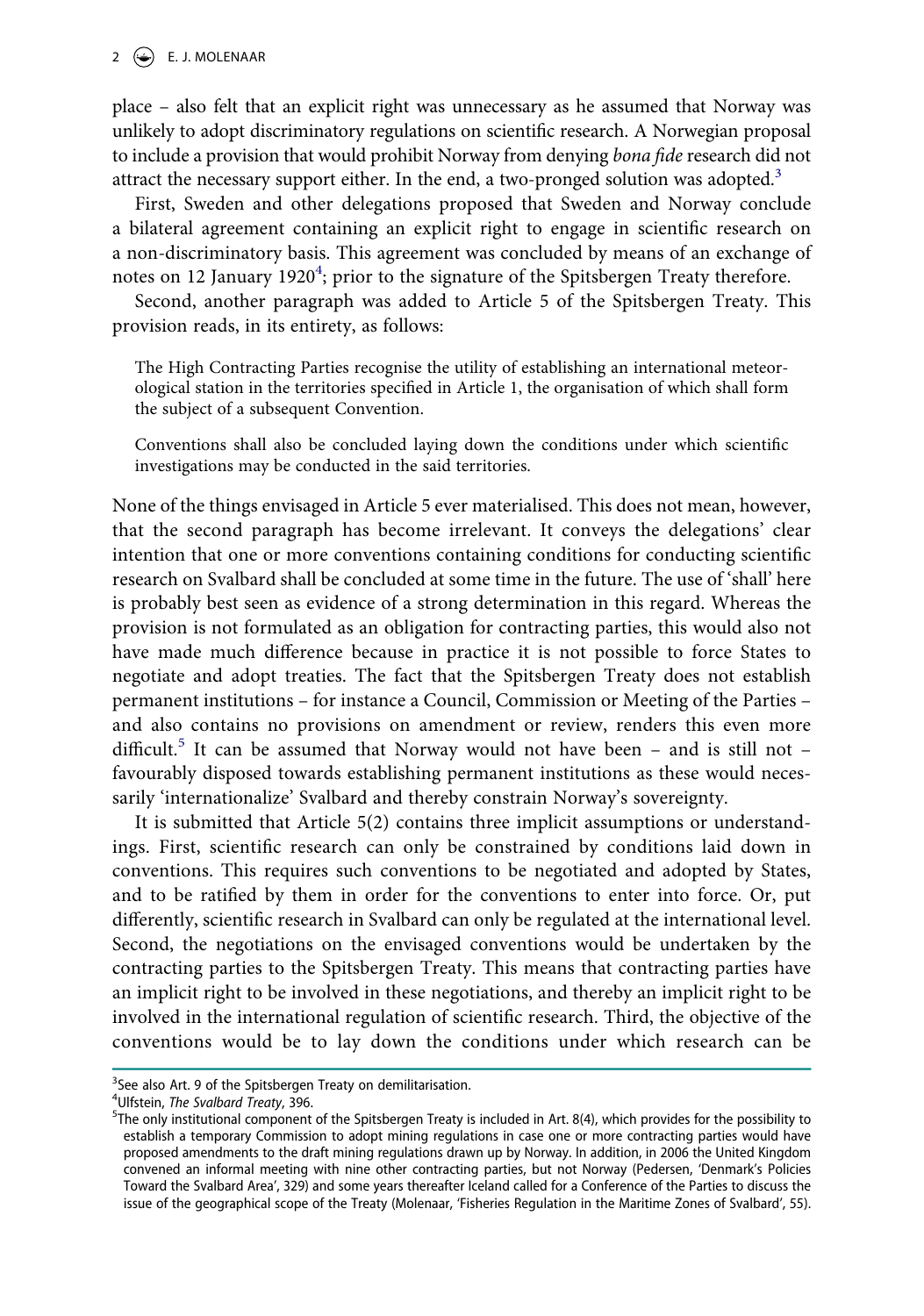place – also felt that an explicit right was unnecessary as he assumed that Norway was unlikely to adopt discriminatory regulations on scientific research. A Norwegian proposal to include a provision that would prohibit Norway from denying *bona fide* research did not attract the necessary support either. In the end, a two-pronged solution was adopted.[3]

First, Sweden and other delegations proposed that Sweden and Norway conclude a bilateral agreement containing an explicit right to engage in scientific research on a non-discriminatory basis. This agreement was concluded by means of an exchange of notes on 12 January 1920[4]; prior to the signature of the Spitsbergen Treaty therefore.

Second, another paragraph was added to Article 5 of the Spitsbergen Treaty. This provision reads, in its entirety, as follows:

> The High Contracting Parties recognise the utility of establishing an international meteorological station in the territories specified in Article 1, the organisation of which shall form the subject of a subsequent Convention.
>
> Conventions shall also be concluded laying down the conditions under which scientific investigations may be conducted in the said territories.

None of the things envisaged in Article 5 ever materialised. This does not mean, however, that the second paragraph has become irrelevant. It conveys the delegations' clear intention that one or more conventions containing conditions for conducting scientific research on Svalbard shall be concluded at some time in the future. The use of 'shall' here is probably best seen as evidence of a strong determination in this regard. Whereas the provision is not formulated as an obligation for contracting parties, this would also not have made much difference because in practice it is not possible to force States to negotiate and adopt treaties. The fact that the Spitsbergen Treaty does not establish permanent institutions – for instance a Council, Commission or Meeting of the Parties – and also contains no provisions on amendment or review, renders this even more difficult.[5] It can be assumed that Norway would not have been – and is still not – favourably disposed towards establishing permanent institutions as these would necessarily 'internationalize' Svalbard and thereby constrain Norway's sovereignty.

It is submitted that Article 5(2) contains three implicit assumptions or understandings. First, scientific research can only be constrained by conditions laid down in conventions. This requires such conventions to be negotiated and adopted by States, and to be ratified by them in order for the conventions to enter into force. Or, put differently, scientific research in Svalbard can only be regulated at the international level. Second, the negotiations on the envisaged conventions would be undertaken by the contracting parties to the Spitsbergen Treaty. This means that contracting parties have an implicit right to be involved in these negotiations, and thereby an implicit right to be involved in the international regulation of scientific research. Third, the objective of the conventions would be to lay down the conditions under which research can be

[3] See also Art. 9 of the Spitsbergen Treaty on demilitarisation.

[4] Ulfstein, *The Svalbard Treaty*, 396.

[5] The only institutional component of the Spitsbergen Treaty is included in Art. 8(4), which provides for the possibility to establish a temporary Commission to adopt mining regulations in case one or more contracting parties would have proposed amendments to the draft mining regulations drawn up by Norway. In addition, in 2006 the United Kingdom convened an informal meeting with nine other contracting parties, but not Norway (Pedersen, 'Denmark's Policies Toward the Svalbard Area', 329) and some years thereafter Iceland called for a Conference of the Parties to discuss the issue of the geographical scope of the Treaty (Molenaar, 'Fisheries Regulation in the Maritime Zones of Svalbard', 55).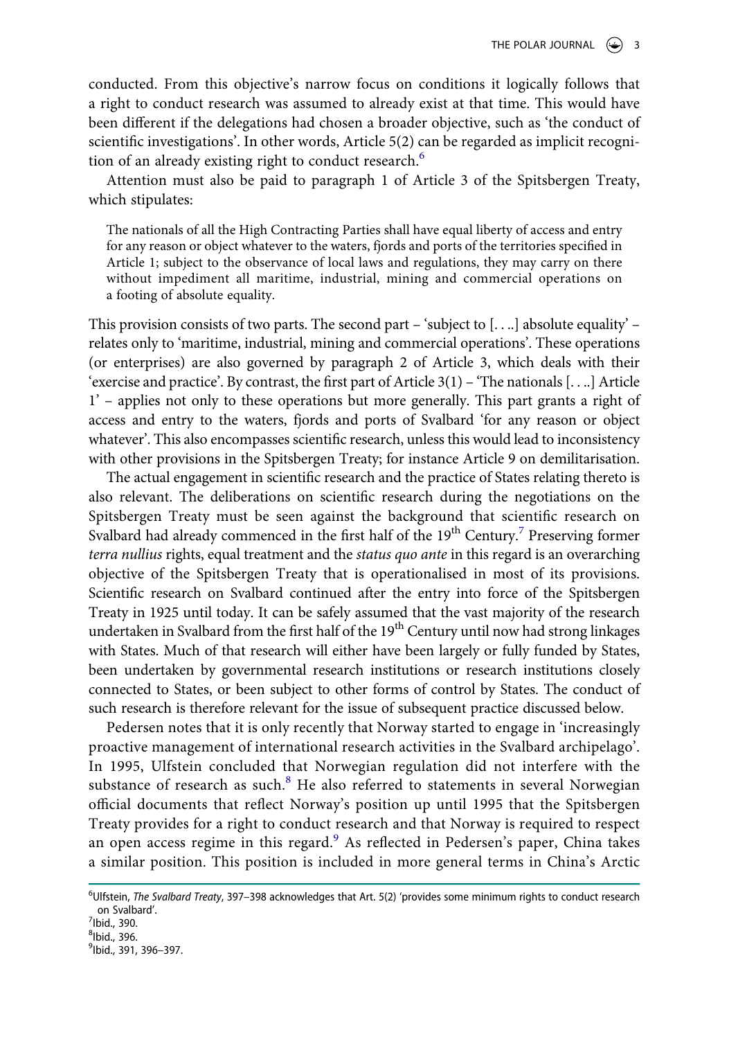conducted. From this objective's narrow focus on conditions it logically follows that a right to conduct research was assumed to already exist at that time. This would have been different if the delegations had chosen a broader objective, such as 'the conduct of scientific investigations'. In other words, Article 5(2) can be regarded as implicit recognition of an already existing right to conduct research.[6]

Attention must also be paid to paragraph 1 of Article 3 of the Spitsbergen Treaty, which stipulates:

> The nationals of all the High Contracting Parties shall have equal liberty of access and entry for any reason or object whatever to the waters, fjords and ports of the territories specified in Article 1; subject to the observance of local laws and regulations, they may carry on there without impediment all maritime, industrial, mining and commercial operations on a footing of absolute equality.

This provision consists of two parts. The second part – 'subject to [. . ..] absolute equality' – relates only to 'maritime, industrial, mining and commercial operations'. These operations (or enterprises) are also governed by paragraph 2 of Article 3, which deals with their 'exercise and practice'. By contrast, the first part of Article 3(1) – 'The nationals [. . ..] Article 1' – applies not only to these operations but more generally. This part grants a right of access and entry to the waters, fjords and ports of Svalbard 'for any reason or object whatever'. This also encompasses scientific research, unless this would lead to inconsistency with other provisions in the Spitsbergen Treaty; for instance Article 9 on demilitarisation.

The actual engagement in scientific research and the practice of States relating thereto is also relevant. The deliberations on scientific research during the negotiations on the Spitsbergen Treaty must be seen against the background that scientific research on Svalbard had already commenced in the first half of the 19th Century.[7] Preserving former *terra nullius* rights, equal treatment and the *status quo ante* in this regard is an overarching objective of the Spitsbergen Treaty that is operationalised in most of its provisions. Scientific research on Svalbard continued after the entry into force of the Spitsbergen Treaty in 1925 until today. It can be safely assumed that the vast majority of the research undertaken in Svalbard from the first half of the 19th Century until now had strong linkages with States. Much of that research will either have been largely or fully funded by States, been undertaken by governmental research institutions or research institutions closely connected to States, or been subject to other forms of control by States. The conduct of such research is therefore relevant for the issue of subsequent practice discussed below.

Pedersen notes that it is only recently that Norway started to engage in 'increasingly proactive management of international research activities in the Svalbard archipelago'. In 1995, Ulfstein concluded that Norwegian regulation did not interfere with the substance of research as such.[8] He also referred to statements in several Norwegian official documents that reflect Norway's position up until 1995 that the Spitsbergen Treaty provides for a right to conduct research and that Norway is required to respect an open access regime in this regard.[9] As reflected in Pedersen's paper, China takes a similar position. This position is included in more general terms in China's Arctic

[6]Ulfstein, *The Svalbard Treaty*, 397–398 acknowledges that Art. 5(2) 'provides some minimum rights to conduct research on Svalbard'.
[7]Ibid., 390.
[8]Ibid., 396.
[9]Ibid., 391, 396–397.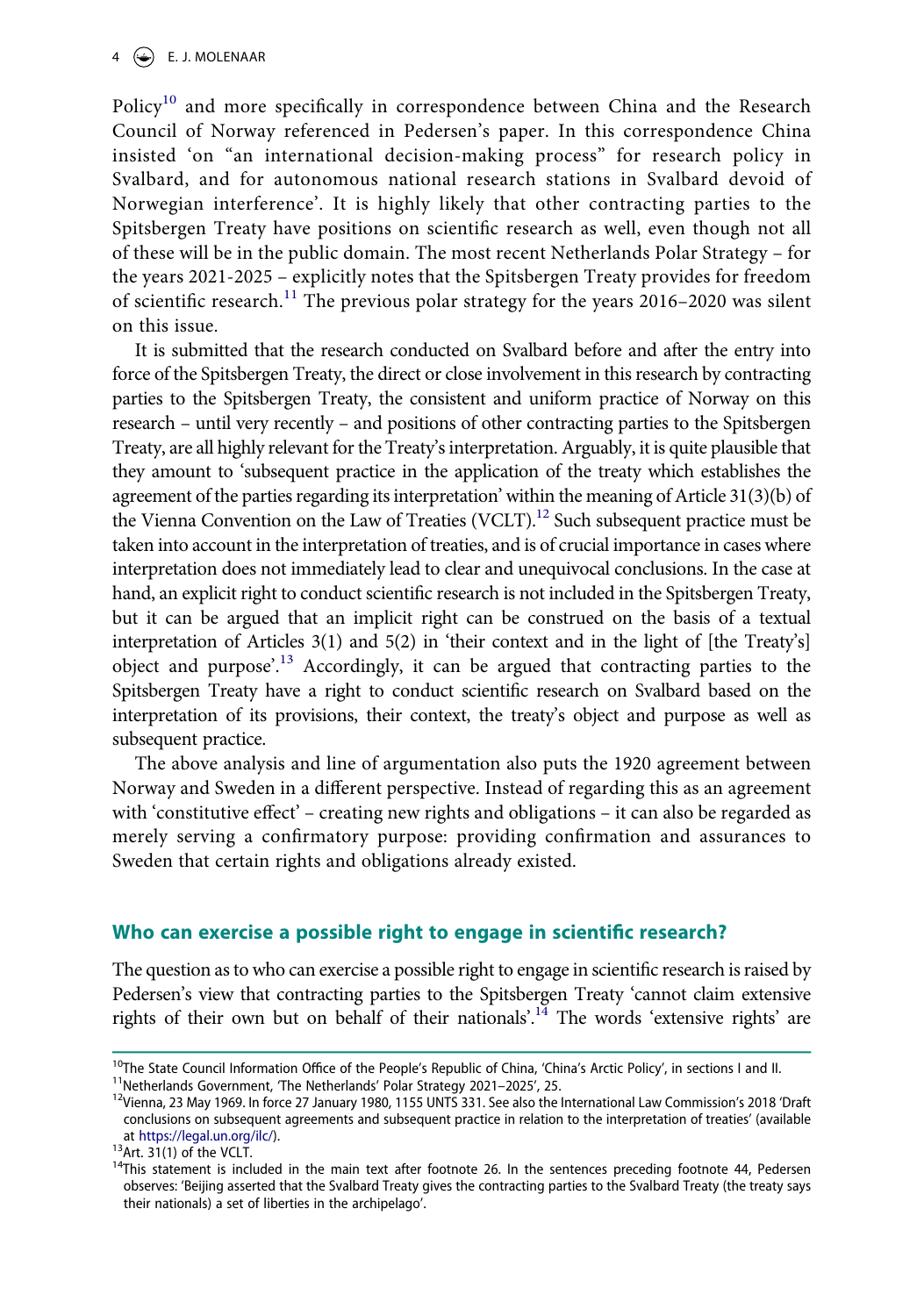Policy[10] and more specifically in correspondence between China and the Research Council of Norway referenced in Pedersen's paper. In this correspondence China insisted 'on "an international decision-making process" for research policy in Svalbard, and for autonomous national research stations in Svalbard devoid of Norwegian interference'. It is highly likely that other contracting parties to the Spitsbergen Treaty have positions on scientific research as well, even though not all of these will be in the public domain. The most recent Netherlands Polar Strategy – for the years 2021-2025 – explicitly notes that the Spitsbergen Treaty provides for freedom of scientific research.[11] The previous polar strategy for the years 2016–2020 was silent on this issue.

It is submitted that the research conducted on Svalbard before and after the entry into force of the Spitsbergen Treaty, the direct or close involvement in this research by contracting parties to the Spitsbergen Treaty, the consistent and uniform practice of Norway on this research – until very recently – and positions of other contracting parties to the Spitsbergen Treaty, are all highly relevant for the Treaty's interpretation. Arguably, it is quite plausible that they amount to 'subsequent practice in the application of the treaty which establishes the agreement of the parties regarding its interpretation' within the meaning of Article 31(3)(b) of the Vienna Convention on the Law of Treaties (VCLT).[12] Such subsequent practice must be taken into account in the interpretation of treaties, and is of crucial importance in cases where interpretation does not immediately lead to clear and unequivocal conclusions. In the case at hand, an explicit right to conduct scientific research is not included in the Spitsbergen Treaty, but it can be argued that an implicit right can be construed on the basis of a textual interpretation of Articles 3(1) and 5(2) in 'their context and in the light of [the Treaty's] object and purpose'.[13] Accordingly, it can be argued that contracting parties to the Spitsbergen Treaty have a right to conduct scientific research on Svalbard based on the interpretation of its provisions, their context, the treaty's object and purpose as well as subsequent practice.

The above analysis and line of argumentation also puts the 1920 agreement between Norway and Sweden in a different perspective. Instead of regarding this as an agreement with 'constitutive effect' – creating new rights and obligations – it can also be regarded as merely serving a confirmatory purpose: providing confirmation and assurances to Sweden that certain rights and obligations already existed.

## Who can exercise a possible right to engage in scientific research?

The question as to who can exercise a possible right to engage in scientific research is raised by Pedersen's view that contracting parties to the Spitsbergen Treaty 'cannot claim extensive rights of their own but on behalf of their nationals'.[14] The words 'extensive rights' are

---

[10] The State Council Information Office of the People's Republic of China, 'China's Arctic Policy', in sections I and II.

[11] Netherlands Government, 'The Netherlands' Polar Strategy 2021–2025', 25.

[12] Vienna, 23 May 1969. In force 27 January 1980, 1155 UNTS 331. See also the International Law Commission's 2018 'Draft conclusions on subsequent agreements and subsequent practice in relation to the interpretation of treaties' (available at https://legal.un.org/ilc/).

[13] Art. 31(1) of the VCLT.

[14] This statement is included in the main text after footnote 26. In the sentences preceding footnote 44, Pedersen observes: 'Beijing asserted that the Svalbard Treaty gives the contracting parties to the Svalbard Treaty (the treaty says their nationals) a set of liberties in the archipelago'.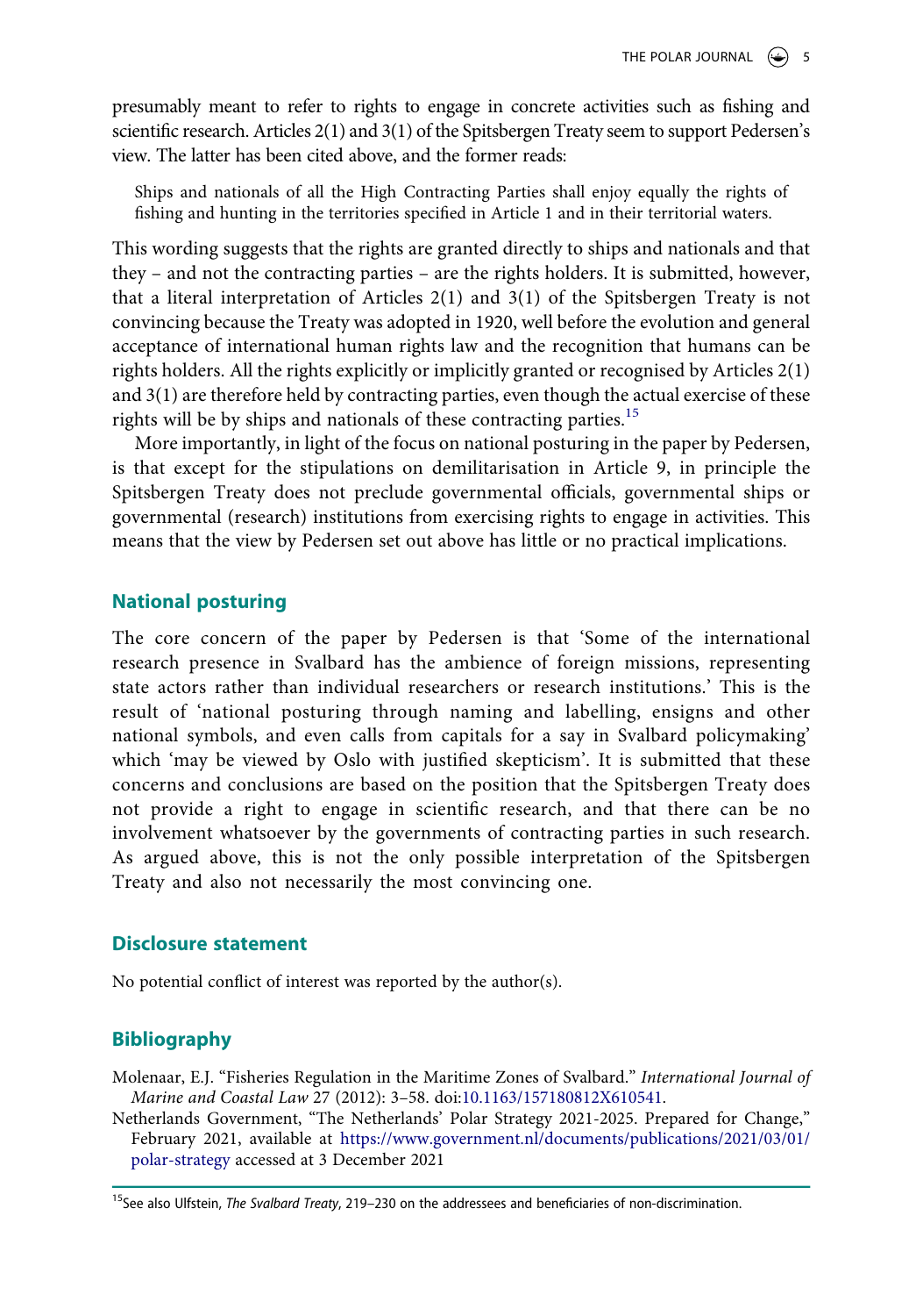presumably meant to refer to rights to engage in concrete activities such as fishing and scientific research. Articles 2(1) and 3(1) of the Spitsbergen Treaty seem to support Pedersen's view. The latter has been cited above, and the former reads:

> Ships and nationals of all the High Contracting Parties shall enjoy equally the rights of fishing and hunting in the territories specified in Article 1 and in their territorial waters.

This wording suggests that the rights are granted directly to ships and nationals and that they – and not the contracting parties – are the rights holders. It is submitted, however, that a literal interpretation of Articles 2(1) and 3(1) of the Spitsbergen Treaty is not convincing because the Treaty was adopted in 1920, well before the evolution and general acceptance of international human rights law and the recognition that humans can be rights holders. All the rights explicitly or implicitly granted or recognised by Articles 2(1) and 3(1) are therefore held by contracting parties, even though the actual exercise of these rights will be by ships and nationals of these contracting parties.[15]

More importantly, in light of the focus on national posturing in the paper by Pedersen, is that except for the stipulations on demilitarisation in Article 9, in principle the Spitsbergen Treaty does not preclude governmental officials, governmental ships or governmental (research) institutions from exercising rights to engage in activities. This means that the view by Pedersen set out above has little or no practical implications.

## National posturing

The core concern of the paper by Pedersen is that 'Some of the international research presence in Svalbard has the ambience of foreign missions, representing state actors rather than individual researchers or research institutions.' This is the result of 'national posturing through naming and labelling, ensigns and other national symbols, and even calls from capitals for a say in Svalbard policymaking' which 'may be viewed by Oslo with justified skepticism'. It is submitted that these concerns and conclusions are based on the position that the Spitsbergen Treaty does not provide a right to engage in scientific research, and that there can be no involvement whatsoever by the governments of contracting parties in such research. As argued above, this is not the only possible interpretation of the Spitsbergen Treaty and also not necessarily the most convincing one.

## Disclosure statement

No potential conflict of interest was reported by the author(s).

## Bibliography

Molenaar, E.J. "Fisheries Regulation in the Maritime Zones of Svalbard." *International Journal of Marine and Coastal Law* 27 (2012): 3–58. doi:10.1163/157180812X610541.

Netherlands Government, "The Netherlands' Polar Strategy 2021-2025. Prepared for Change," February 2021, available at https://www.government.nl/documents/publications/2021/03/01/polar-strategy accessed at 3 December 2021

[15] See also Ulfstein, *The Svalbard Treaty*, 219–230 on the addressees and beneficiaries of non-discrimination.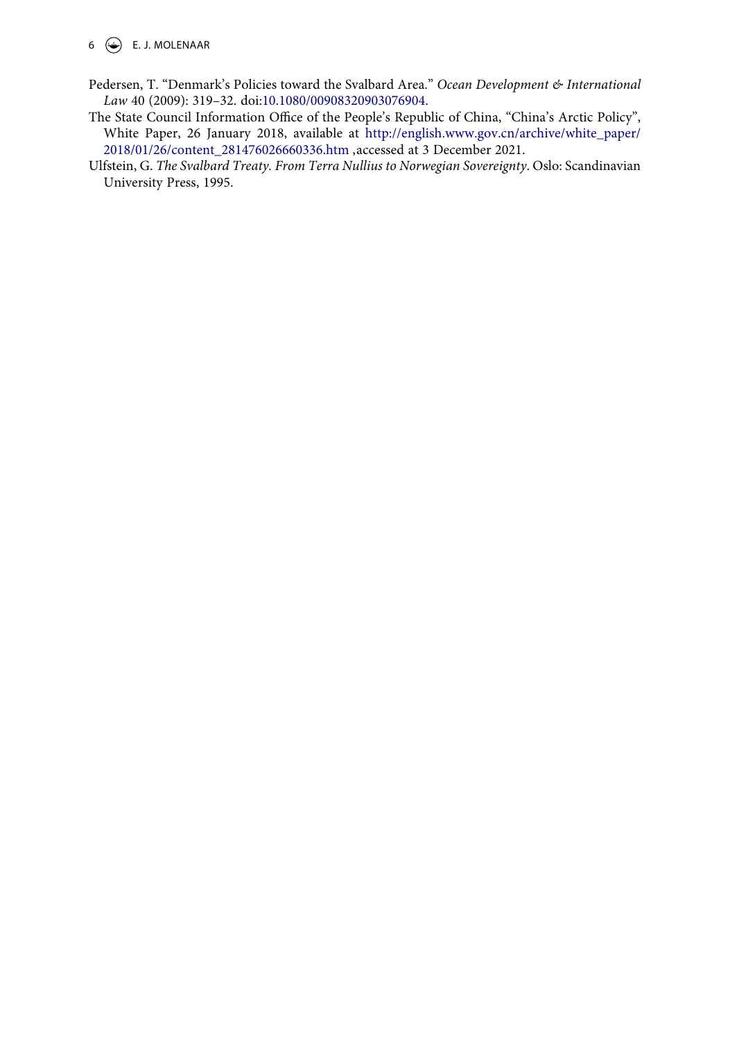Pedersen, T. "Denmark's Policies toward the Svalbard Area." *Ocean Development & International Law* 40 (2009): 319–32. doi:10.1080/00908320903076904.

The State Council Information Office of the People's Republic of China, "China's Arctic Policy", White Paper, 26 January 2018, available at http://english.www.gov.cn/archive/white_paper/2018/01/26/content_281476026660336.htm ,accessed at 3 December 2021.

Ulfstein, G. *The Svalbard Treaty. From Terra Nullius to Norwegian Sovereignty*. Oslo: Scandinavian University Press, 1995.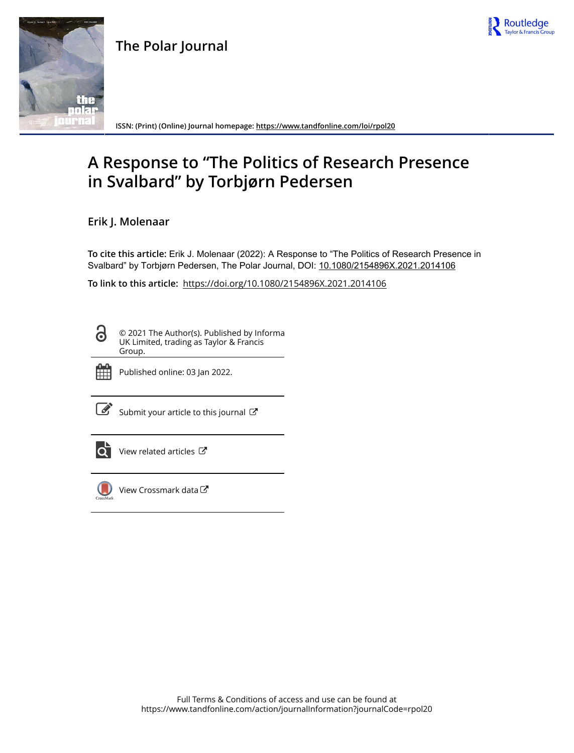The Polar Journal

ISSN: (Print) (Online) Journal homepage: https://www.tandfonline.com/loi/rpol20

# A Response to "The Politics of Research Presence in Svalbard" by Torbjørn Pedersen

Erik J. Molenaar

**To cite this article:** Erik J. Molenaar (2022): A Response to "The Politics of Research Presence in Svalbard" by Torbjørn Pedersen, The Polar Journal, DOI: 10.1080/2154896X.2021.2014106

**To link to this article:** https://doi.org/10.1080/2154896X.2021.2014106

© 2021 The Author(s). Published by Informa UK Limited, trading as Taylor & Francis Group.

Published online: 03 Jan 2022.

Submit your article to this journal

View related articles

View Crossmark data

Full Terms & Conditions of access and use can be found at
https://www.tandfonline.com/action/journalInformation?journalCode=rpol20